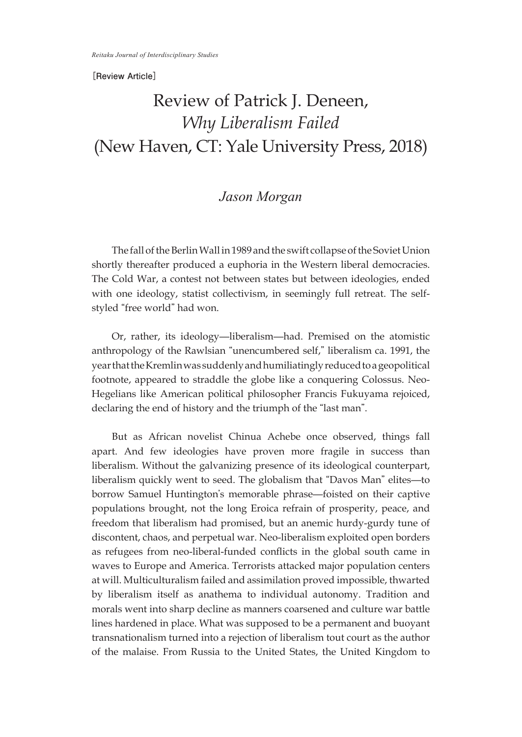[Review Article]

# Review of Patrick J. Deneen, *Why Liberalism Failed* (New Haven, CT: Yale University Press, 2018)

*Jason Morgan*

The fall of the Berlin Wall in 1989 and the swift collapse of the Soviet Union shortly thereafter produced a euphoria in the Western liberal democracies. The Cold War, a contest not between states but between ideologies, ended with one ideology, statist collectivism, in seemingly full retreat. The self-styled "free world" had won.

Or, rather, its ideology—liberalism—had. Premised on the atomistic anthropology of the Rawlsian "unencumbered self," liberalism ca. 1991, the year that the Kremlin was suddenly and humiliatingly reduced to a geopolitical footnote, appeared to straddle the globe like a conquering Colossus. Neo-Hegelians like American political philosopher Francis Fukuyama rejoiced, declaring the end of history and the triumph of the "last man".

But as African novelist Chinua Achebe once observed, things fall apart. And few ideologies have proven more fragile in success than liberalism. Without the galvanizing presence of its ideological counterpart, liberalism quickly went to seed. The globalism that "Davos Man" elites—to borrow Samuel Huntington's memorable phrase—foisted on their captive populations brought, not the long Eroica refrain of prosperity, peace, and freedom that liberalism had promised, but an anemic hurdy-gurdy tune of discontent, chaos, and perpetual war. Neo-liberalism exploited open borders as refugees from neo-liberal-funded conflicts in the global south came in waves to Europe and America. Terrorists attacked major population centers at will. Multiculturalism failed and assimilation proved impossible, thwarted by liberalism itself as anathema to individual autonomy. Tradition and morals went into sharp decline as manners coarsened and culture war battle lines hardened in place. What was supposed to be a permanent and buoyant transnationalism turned into a rejection of liberalism tout court as the author of the malaise. From Russia to the United States, the United Kingdom to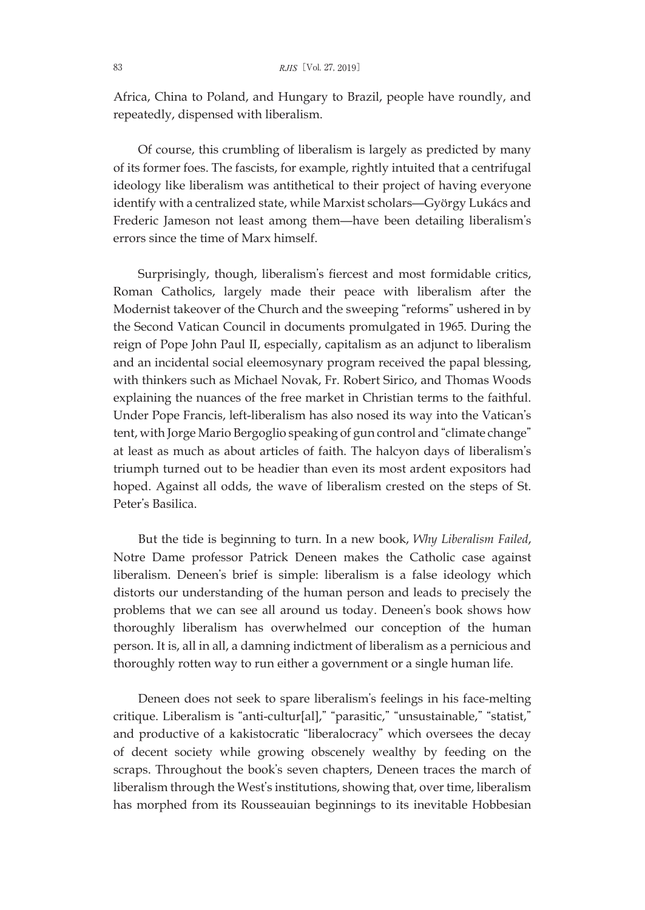Africa, China to Poland, and Hungary to Brazil, people have roundly, and repeatedly, dispensed with liberalism.

Of course, this crumbling of liberalism is largely as predicted by many of its former foes. The fascists, for example, rightly intuited that a centrifugal ideology like liberalism was antithetical to their project of having everyone identify with a centralized state, while Marxist scholars—György Lukács and Frederic Jameson not least among them—have been detailing liberalism's errors since the time of Marx himself.

Surprisingly, though, liberalism's fiercest and most formidable critics, Roman Catholics, largely made their peace with liberalism after the Modernist takeover of the Church and the sweeping "reforms" ushered in by the Second Vatican Council in documents promulgated in 1965. During the reign of Pope John Paul II, especially, capitalism as an adjunct to liberalism and an incidental social eleemosynary program received the papal blessing, with thinkers such as Michael Novak, Fr. Robert Sirico, and Thomas Woods explaining the nuances of the free market in Christian terms to the faithful. Under Pope Francis, left-liberalism has also nosed its way into the Vatican's tent, with Jorge Mario Bergoglio speaking of gun control and "climate change" at least as much as about articles of faith. The halcyon days of liberalism's triumph turned out to be headier than even its most ardent expositors had hoped. Against all odds, the wave of liberalism crested on the steps of St. Peter's Basilica.

But the tide is beginning to turn. In a new book, *Why Liberalism Failed*, Notre Dame professor Patrick Deneen makes the Catholic case against liberalism. Deneen's brief is simple: liberalism is a false ideology which distorts our understanding of the human person and leads to precisely the problems that we can see all around us today. Deneen's book shows how thoroughly liberalism has overwhelmed our conception of the human person. It is, all in all, a damning indictment of liberalism as a pernicious and thoroughly rotten way to run either a government or a single human life.

Deneen does not seek to spare liberalism's feelings in his face-melting critique. Liberalism is "anti-cultur[al]," "parasitic," "unsustainable," "statist," and productive of a kakistocratic "liberalocracy" which oversees the decay of decent society while growing obscenely wealthy by feeding on the scraps. Throughout the book's seven chapters, Deneen traces the march of liberalism through the West's institutions, showing that, over time, liberalism has morphed from its Rousseauian beginnings to its inevitable Hobbesian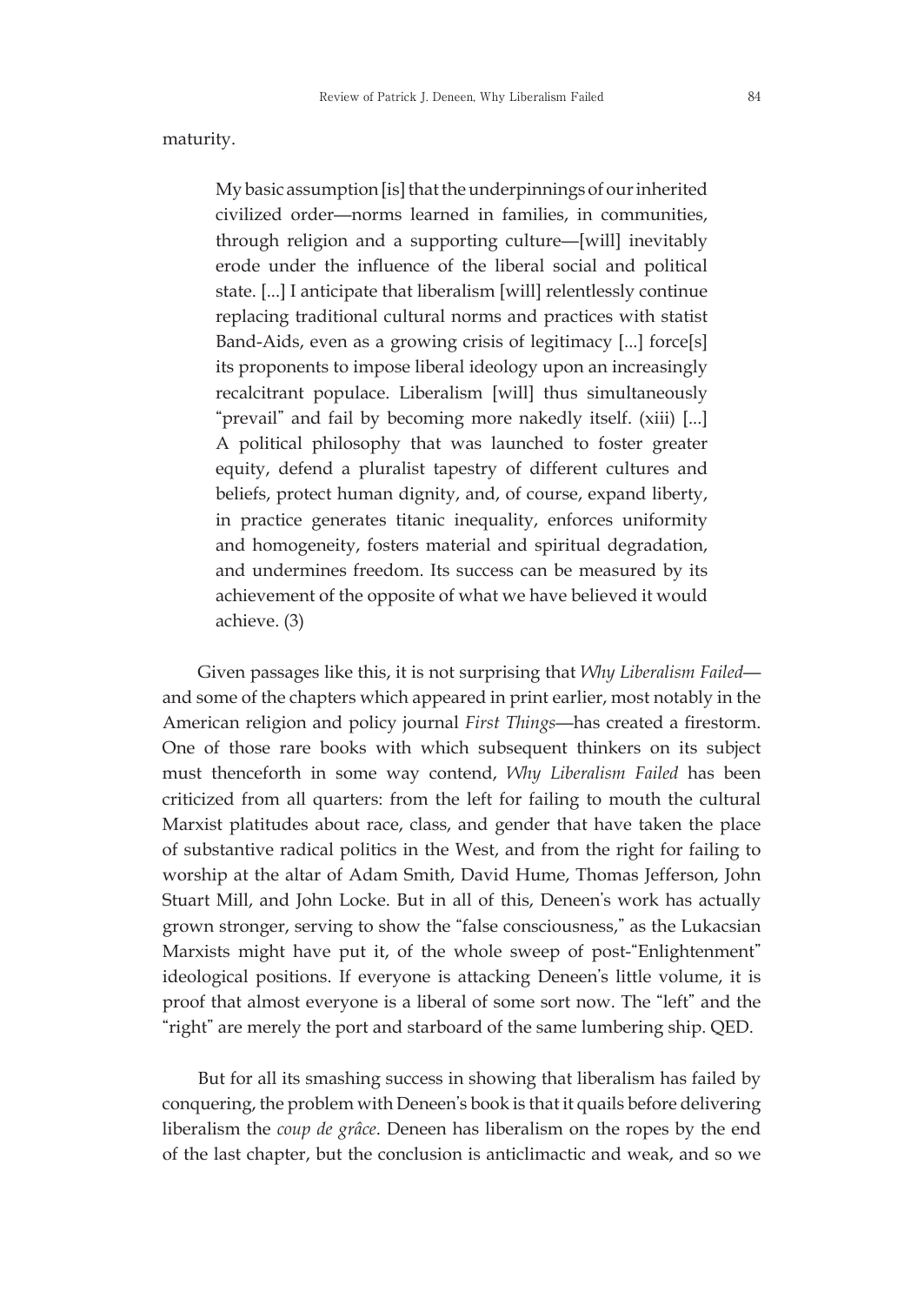maturity.

> My basic assumption [is] that the underpinnings of our inherited civilized order—norms learned in families, in communities, through religion and a supporting culture—[will] inevitably erode under the influence of the liberal social and political state. [...] I anticipate that liberalism [will] relentlessly continue replacing traditional cultural norms and practices with statist Band-Aids, even as a growing crisis of legitimacy [...] force[s] its proponents to impose liberal ideology upon an increasingly recalcitrant populace. Liberalism [will] thus simultaneously "prevail" and fail by becoming more nakedly itself. (xiii) [...] A political philosophy that was launched to foster greater equity, defend a pluralist tapestry of different cultures and beliefs, protect human dignity, and, of course, expand liberty, in practice generates titanic inequality, enforces uniformity and homogeneity, fosters material and spiritual degradation, and undermines freedom. Its success can be measured by its achievement of the opposite of what we have believed it would achieve. (3)

Given passages like this, it is not surprising that *Why Liberalism Failed*—and some of the chapters which appeared in print earlier, most notably in the American religion and policy journal *First Things*—has created a firestorm. One of those rare books with which subsequent thinkers on its subject must thenceforth in some way contend, *Why Liberalism Failed* has been criticized from all quarters: from the left for failing to mouth the cultural Marxist platitudes about race, class, and gender that have taken the place of substantive radical politics in the West, and from the right for failing to worship at the altar of Adam Smith, David Hume, Thomas Jefferson, John Stuart Mill, and John Locke. But in all of this, Deneen's work has actually grown stronger, serving to show the "false consciousness," as the Lukacsian Marxists might have put it, of the whole sweep of post-"Enlightenment" ideological positions. If everyone is attacking Deneen's little volume, it is proof that almost everyone is a liberal of some sort now. The "left" and the "right" are merely the port and starboard of the same lumbering ship. QED.

But for all its smashing success in showing that liberalism has failed by conquering, the problem with Deneen's book is that it quails before delivering liberalism the *coup de grâce*. Deneen has liberalism on the ropes by the end of the last chapter, but the conclusion is anticlimactic and weak, and so we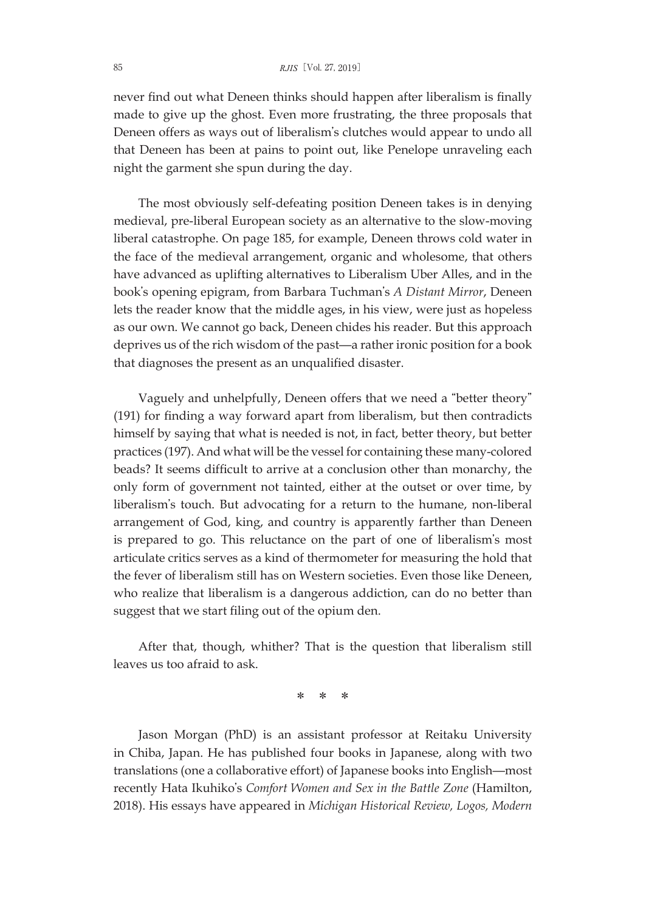never find out what Deneen thinks should happen after liberalism is finally made to give up the ghost. Even more frustrating, the three proposals that Deneen offers as ways out of liberalism's clutches would appear to undo all that Deneen has been at pains to point out, like Penelope unraveling each night the garment she spun during the day.

The most obviously self-defeating position Deneen takes is in denying medieval, pre-liberal European society as an alternative to the slow-moving liberal catastrophe. On page 185, for example, Deneen throws cold water in the face of the medieval arrangement, organic and wholesome, that others have advanced as uplifting alternatives to Liberalism Uber Alles, and in the book's opening epigram, from Barbara Tuchman's *A Distant Mirror*, Deneen lets the reader know that the middle ages, in his view, were just as hopeless as our own. We cannot go back, Deneen chides his reader. But this approach deprives us of the rich wisdom of the past—a rather ironic position for a book that diagnoses the present as an unqualified disaster.

Vaguely and unhelpfully, Deneen offers that we need a "better theory" (191) for finding a way forward apart from liberalism, but then contradicts himself by saying that what is needed is not, in fact, better theory, but better practices (197). And what will be the vessel for containing these many-colored beads? It seems difficult to arrive at a conclusion other than monarchy, the only form of government not tainted, either at the outset or over time, by liberalism's touch. But advocating for a return to the humane, non-liberal arrangement of God, king, and country is apparently farther than Deneen is prepared to go. This reluctance on the part of one of liberalism's most articulate critics serves as a kind of thermometer for measuring the hold that the fever of liberalism still has on Western societies. Even those like Deneen, who realize that liberalism is a dangerous addiction, can do no better than suggest that we start filing out of the opium den.

After that, though, whither? That is the question that liberalism still leaves us too afraid to ask.

\* \* \*

Jason Morgan (PhD) is an assistant professor at Reitaku University in Chiba, Japan. He has published four books in Japanese, along with two translations (one a collaborative effort) of Japanese books into English—most recently Hata Ikuhiko's *Comfort Women and Sex in the Battle Zone* (Hamilton, 2018). His essays have appeared in *Michigan Historical Review, Logos, Modern*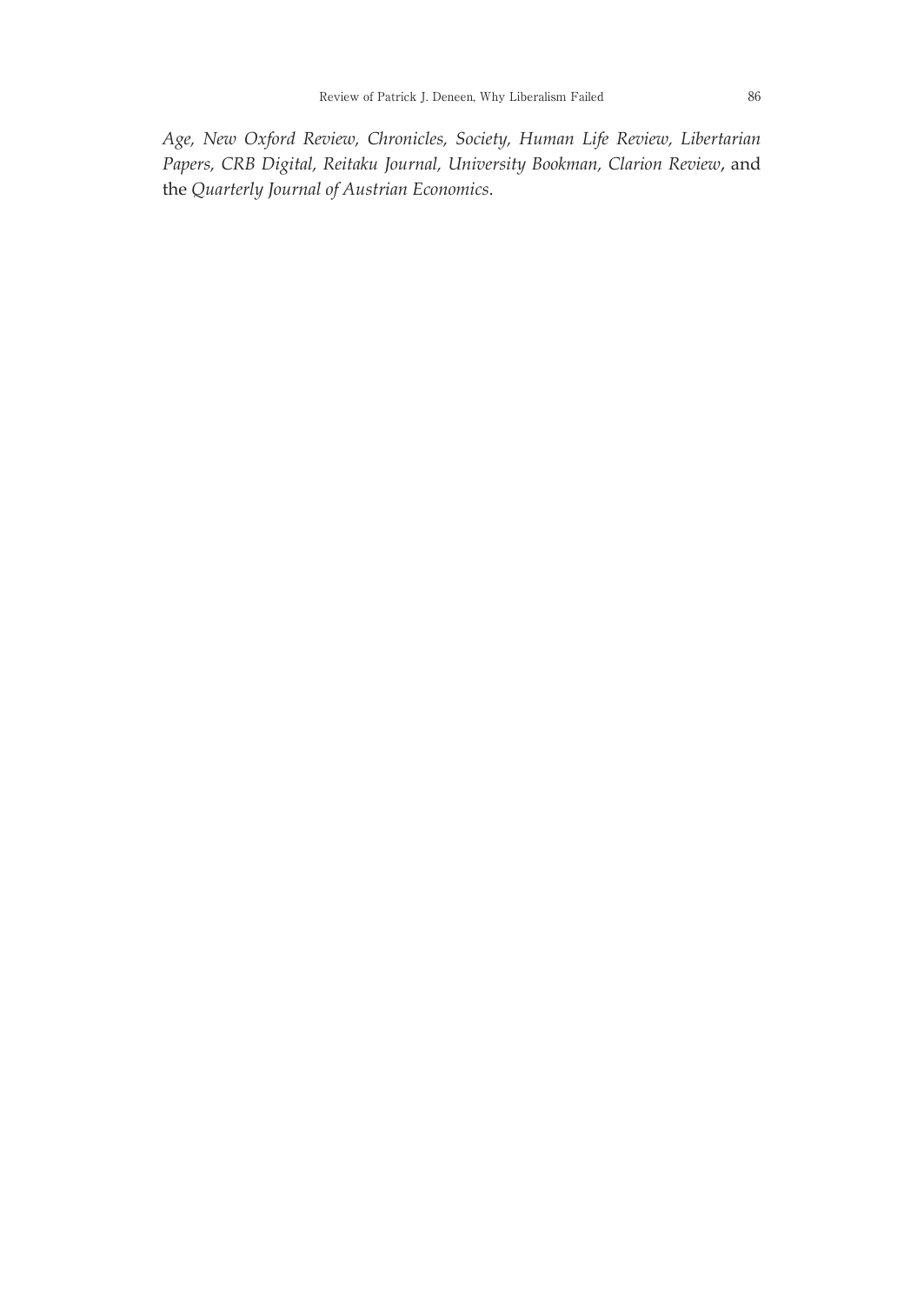*Age, New Oxford Review, Chronicles, Society, Human Life Review, Libertarian Papers, CRB Digital, Reitaku Journal, University Bookman, Clarion Review*, and the *Quarterly Journal of Austrian Economics*.